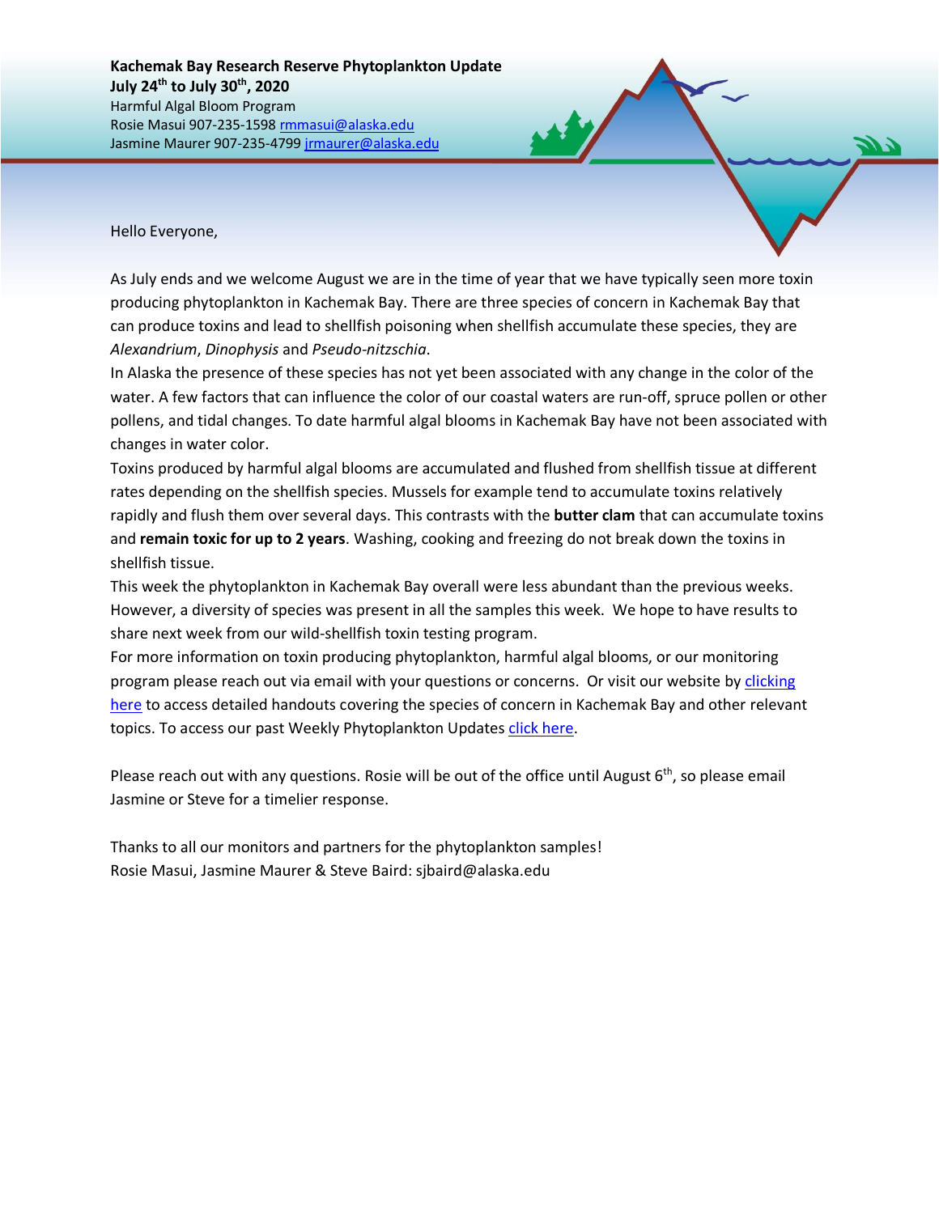**Kachemak Bay Research Reserve Phytoplankton Update**
**July 24th to July 30th, 2020**
Harmful Algal Bloom Program
Rosie Masui 907-235-1598 rmmasui@alaska.edu
Jasmine Maurer 907-235-4799 jrmaurer@alaska.edu

Hello Everyone,

As July ends and we welcome August we are in the time of year that we have typically seen more toxin producing phytoplankton in Kachemak Bay. There are three species of concern in Kachemak Bay that can produce toxins and lead to shellfish poisoning when shellfish accumulate these species, they are *Alexandrium*, *Dinophysis* and *Pseudo-nitzschia*.

In Alaska the presence of these species has not yet been associated with any change in the color of the water. A few factors that can influence the color of our coastal waters are run-off, spruce pollen or other pollens, and tidal changes. To date harmful algal blooms in Kachemak Bay have not been associated with changes in water color.

Toxins produced by harmful algal blooms are accumulated and flushed from shellfish tissue at different rates depending on the shellfish species. Mussels for example tend to accumulate toxins relatively rapidly and flush them over several days. This contrasts with the **butter clam** that can accumulate toxins and **remain toxic for up to 2 years**. Washing, cooking and freezing do not break down the toxins in shellfish tissue.

This week the phytoplankton in Kachemak Bay overall were less abundant than the previous weeks. However, a diversity of species was present in all the samples this week. We hope to have results to share next week from our wild-shellfish toxin testing program.

For more information on toxin producing phytoplankton, harmful algal blooms, or our monitoring program please reach out via email with your questions or concerns. Or visit our website by clicking here to access detailed handouts covering the species of concern in Kachemak Bay and other relevant topics. To access our past Weekly Phytoplankton Updates click here.

Please reach out with any questions. Rosie will be out of the office until August 6th, so please email Jasmine or Steve for a timelier response.

Thanks to all our monitors and partners for the phytoplankton samples!
Rosie Masui, Jasmine Maurer & Steve Baird: sjbaird@alaska.edu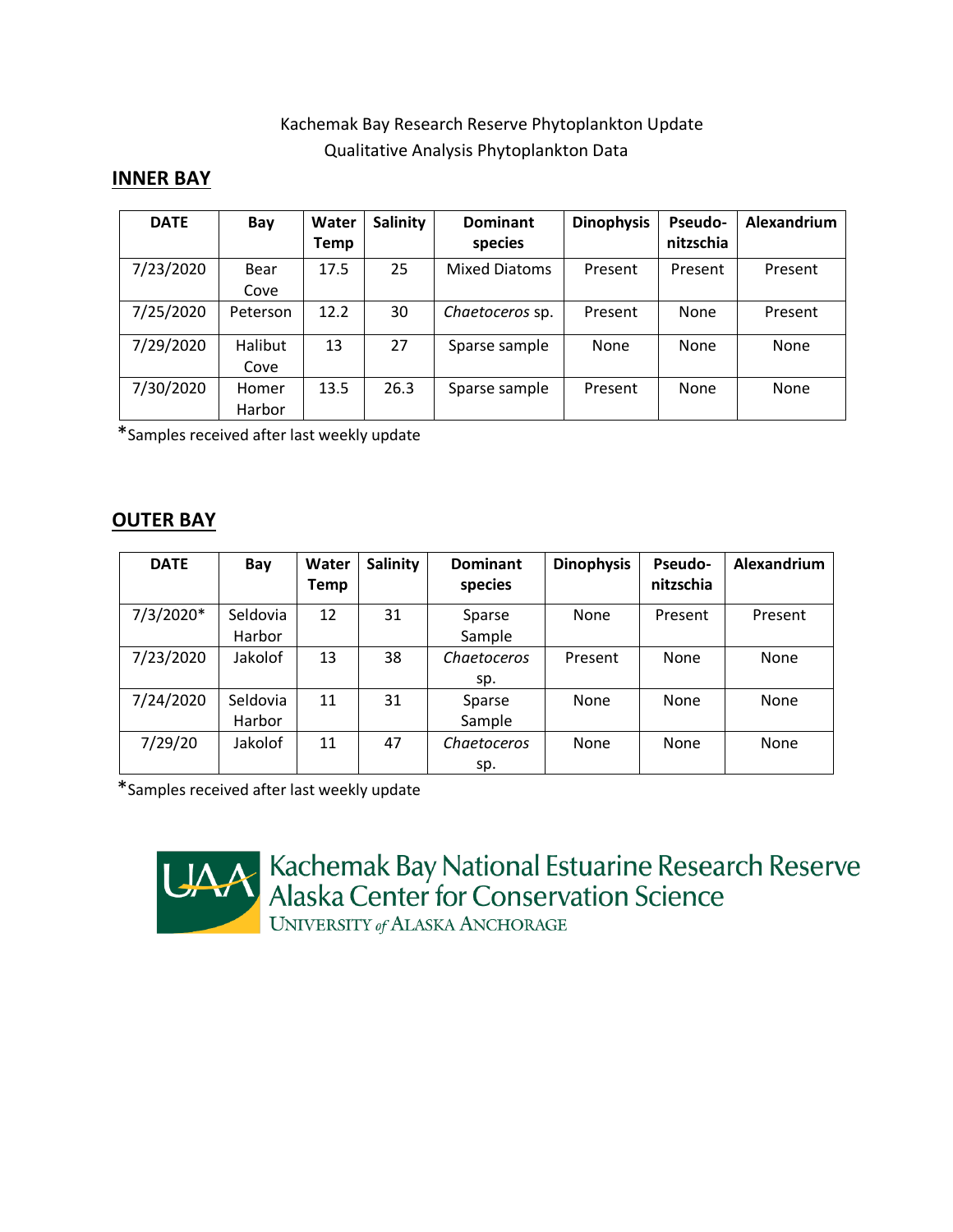Kachemak Bay Research Reserve Phytoplankton Update
Qualitative Analysis Phytoplankton Data

## INNER BAY

| DATE | Bay | Water Temp | Salinity | Dominant species | Dinophysis | Pseudo-nitzschia | Alexandrium |
|---|---|---|---|---|---|---|---|
| 7/23/2020 | Bear Cove | 17.5 | 25 | Mixed Diatoms | Present | Present | Present |
| 7/25/2020 | Peterson | 12.2 | 30 | *Chaetoceros* sp. | Present | None | Present |
| 7/29/2020 | Halibut Cove | 13 | 27 | Sparse sample | None | None | None |
| 7/30/2020 | Homer Harbor | 13.5 | 26.3 | Sparse sample | Present | None | None |

*Samples received after last weekly update

## OUTER BAY

| DATE | Bay | Water Temp | Salinity | Dominant species | Dinophysis | Pseudo-nitzschia | Alexandrium |
|---|---|---|---|---|---|---|---|
| 7/3/2020* | Seldovia Harbor | 12 | 31 | Sparse Sample | None | Present | Present |
| 7/23/2020 | Jakolof | 13 | 38 | *Chaetoceros* sp. | Present | None | None |
| 7/24/2020 | Seldovia Harbor | 11 | 31 | Sparse Sample | None | None | None |
| 7/29/20 | Jakolof | 11 | 47 | *Chaetoceros* sp. | None | None | None |

*Samples received after last weekly update

Kachemak Bay National Estuarine Research Reserve
Alaska Center for Conservation Science
University of Alaska Anchorage